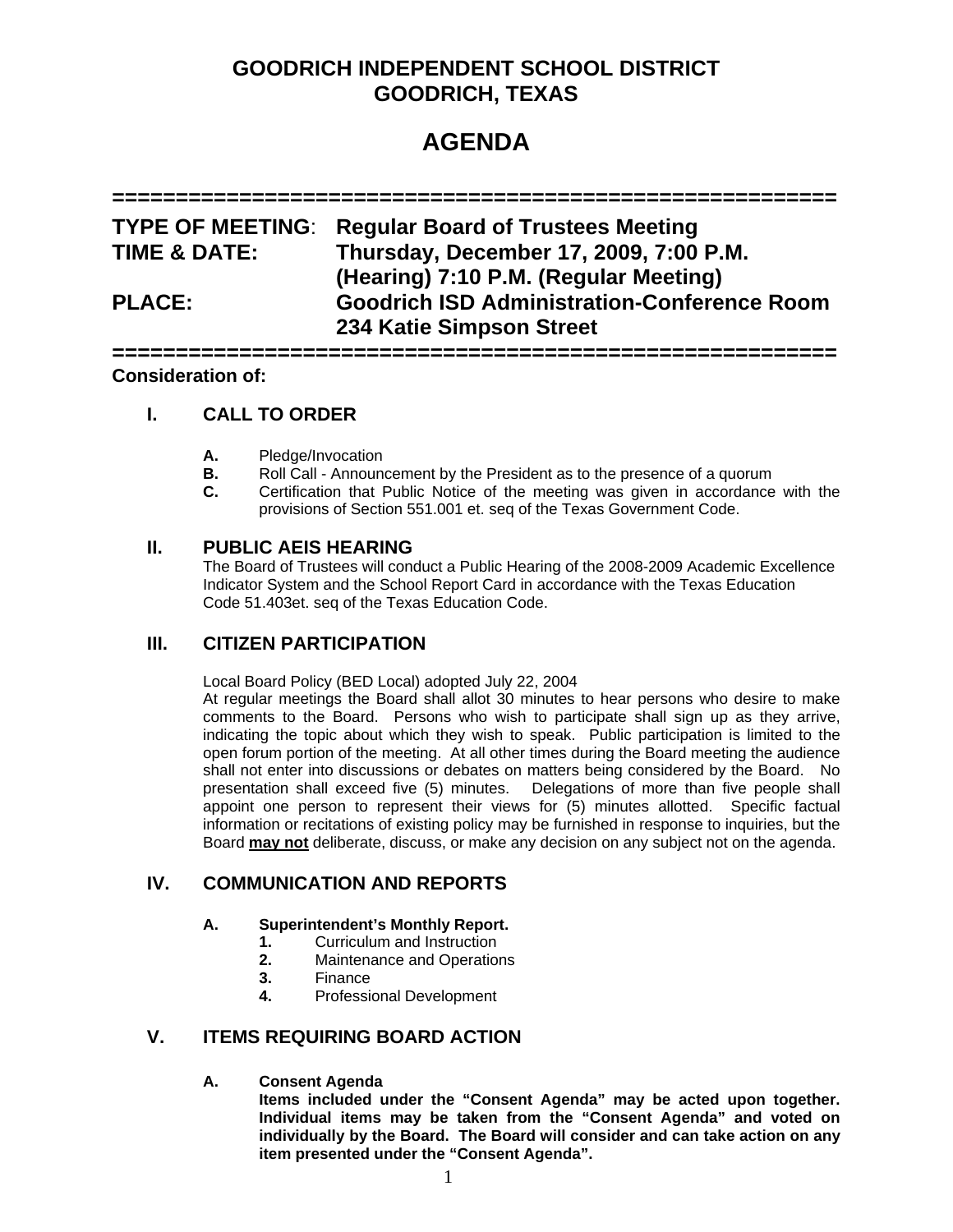# GOODRICH INDEPENDENT SCHOOL DISTRICT
# GOODRICH, TEXAS

# AGENDA

==========================================================

**TYPE OF MEETING**: **Regular Board of Trustees Meeting**
**TIME & DATE:** **Thursday, December 17, 2009, 7:00 P.M. (Hearing) 7:10 P.M. (Regular Meeting)**
**PLACE:** **Goodrich ISD Administration-Conference Room 234 Katie Simpson Street**

==========================================================

**Consideration of:**

## I. CALL TO ORDER

- **A.** Pledge/Invocation
- **B.** Roll Call - Announcement by the President as to the presence of a quorum
- **C.** Certification that Public Notice of the meeting was given in accordance with the provisions of Section 551.001 et. seq of the Texas Government Code.

## II. PUBLIC AEIS HEARING

The Board of Trustees will conduct a Public Hearing of the 2008-2009 Academic Excellence Indicator System and the School Report Card in accordance with the Texas Education Code 51.403et. seq of the Texas Education Code.

## III. CITIZEN PARTICIPATION

Local Board Policy (BED Local) adopted July 22, 2004

At regular meetings the Board shall allot 30 minutes to hear persons who desire to make comments to the Board. Persons who wish to participate shall sign up as they arrive, indicating the topic about which they wish to speak. Public participation is limited to the open forum portion of the meeting. At all other times during the Board meeting the audience shall not enter into discussions or debates on matters being considered by the Board. No presentation shall exceed five (5) minutes. Delegations of more than five people shall appoint one person to represent their views for (5) minutes allotted. Specific factual information or recitations of existing policy may be furnished in response to inquiries, but the Board **<u>may not</u>** deliberate, discuss, or make any decision on any subject not on the agenda.

## IV. COMMUNICATION AND REPORTS

**A. Superintendent's Monthly Report.**

1. Curriculum and Instruction
2. Maintenance and Operations
3. Finance
4. Professional Development

## V. ITEMS REQUIRING BOARD ACTION

**A. Consent Agenda**

**Items included under the "Consent Agenda" may be acted upon together. Individual items may be taken from the "Consent Agenda" and voted on individually by the Board. The Board will consider and can take action on any item presented under the "Consent Agenda".**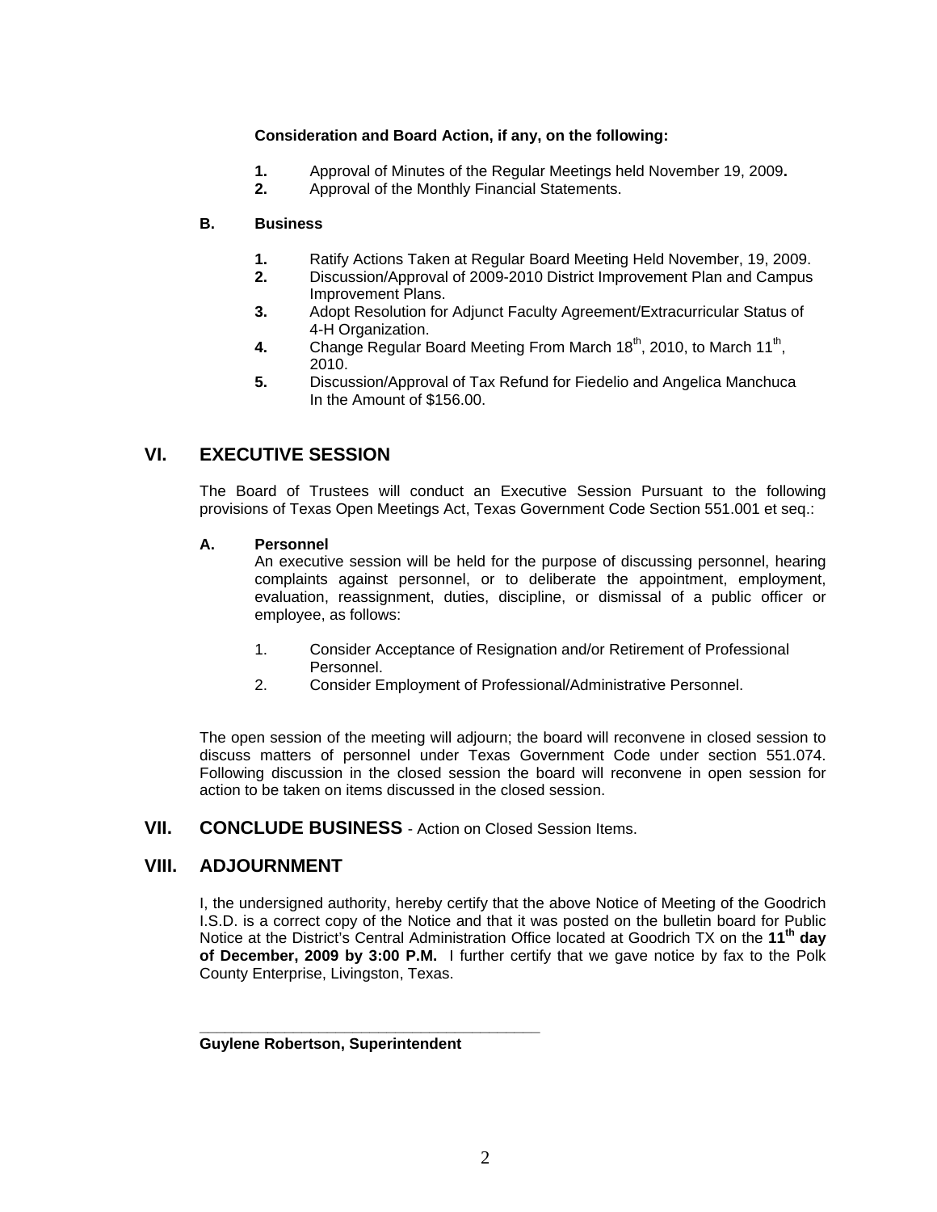**Consideration and Board Action, if any, on the following:**

1. Approval of Minutes of the Regular Meetings held November 19, 2009**.**
2. Approval of the Monthly Financial Statements.

**B. Business**

1. Ratify Actions Taken at Regular Board Meeting Held November, 19, 2009.
2. Discussion/Approval of 2009-2010 District Improvement Plan and Campus Improvement Plans.
3. Adopt Resolution for Adjunct Faculty Agreement/Extracurricular Status of 4-H Organization.
4. Change Regular Board Meeting From March 18th, 2010, to March 11th, 2010.
5. Discussion/Approval of Tax Refund for Fiedelio and Angelica Manchuca In the Amount of $156.00.

## VI. EXECUTIVE SESSION

The Board of Trustees will conduct an Executive Session Pursuant to the following provisions of Texas Open Meetings Act, Texas Government Code Section 551.001 et seq.:

**A. Personnel**

An executive session will be held for the purpose of discussing personnel, hearing complaints against personnel, or to deliberate the appointment, employment, evaluation, reassignment, duties, discipline, or dismissal of a public officer or employee, as follows:

1. Consider Acceptance of Resignation and/or Retirement of Professional Personnel.
2. Consider Employment of Professional/Administrative Personnel.

The open session of the meeting will adjourn; the board will reconvene in closed session to discuss matters of personnel under Texas Government Code under section 551.074. Following discussion in the closed session the board will reconvene in open session for action to be taken on items discussed in the closed session.

## VII. CONCLUDE BUSINESS - Action on Closed Session Items.

## VIII. ADJOURNMENT

I, the undersigned authority, hereby certify that the above Notice of Meeting of the Goodrich I.S.D. is a correct copy of the Notice and that it was posted on the bulletin board for Public Notice at the District's Central Administration Office located at Goodrich TX on the **11th day of December, 2009 by 3:00 P.M.** I further certify that we gave notice by fax to the Polk County Enterprise, Livingston, Texas.

________________________________________

**Guylene Robertson, Superintendent**